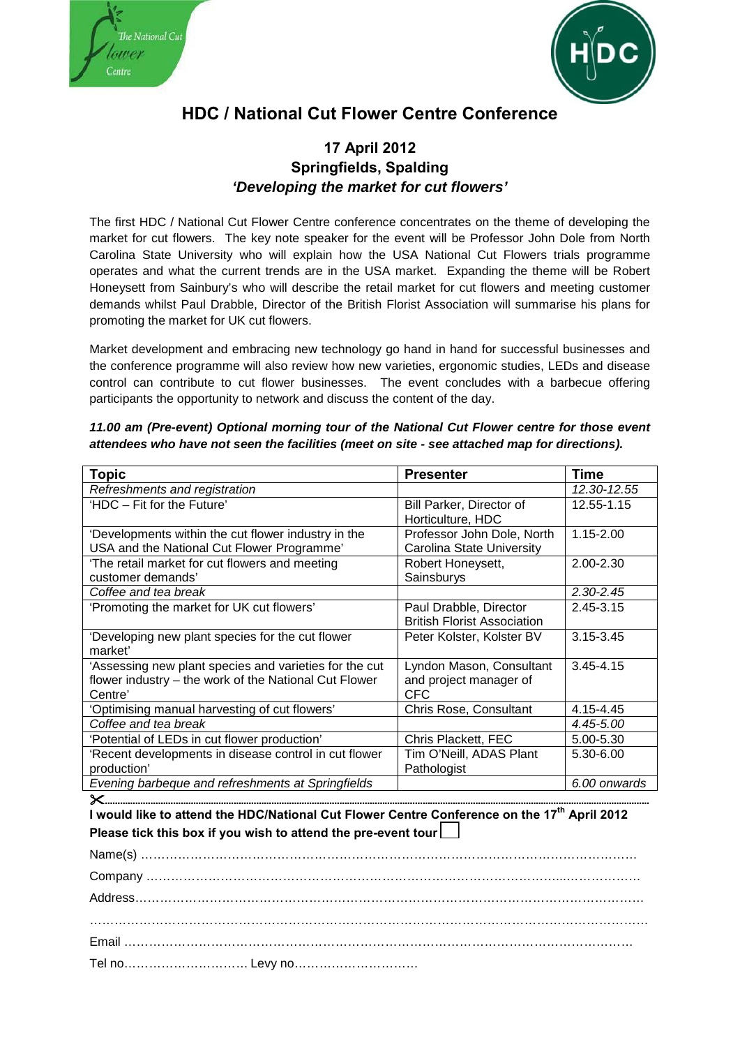# HDC / National Cut Flower Centre Conference

## 17 April 2012
## Springfields, Spalding
## *'Developing the market for cut flowers'*

The first HDC / National Cut Flower Centre conference concentrates on the theme of developing the market for cut flowers. The key note speaker for the event will be Professor John Dole from North Carolina State University who will explain how the USA National Cut Flowers trials programme operates and what the current trends are in the USA market. Expanding the theme will be Robert Honeysett from Sainbury's who will describe the retail market for cut flowers and meeting customer demands whilst Paul Drabble, Director of the British Florist Association will summarise his plans for promoting the market for UK cut flowers.

Market development and embracing new technology go hand in hand for successful businesses and the conference programme will also review how new varieties, ergonomic studies, LEDs and disease control can contribute to cut flower businesses. The event concludes with a barbecue offering participants the opportunity to network and discuss the content of the day.

***11.00 am (Pre-event) Optional morning tour of the National Cut Flower centre for those event attendees who have not seen the facilities (meet on site - see attached map for directions).***

| Topic | Presenter | Time |
|---|---|---|
| *Refreshments and registration* | | *12.30-12.55* |
| 'HDC – Fit for the Future' | Bill Parker, Director of Horticulture, HDC | 12.55-1.15 |
| 'Developments within the cut flower industry in the USA and the National Cut Flower Programme' | Professor John Dole, North Carolina State University | 1.15-2.00 |
| 'The retail market for cut flowers and meeting customer demands' | Robert Honeysett, Sainsburys | 2.00-2.30 |
| *Coffee and tea break* | | *2.30-2.45* |
| 'Promoting the market for UK cut flowers' | Paul Drabble, Director British Florist Association | 2.45-3.15 |
| 'Developing new plant species for the cut flower market' | Peter Kolster, Kolster BV | 3.15-3.45 |
| 'Assessing new plant species and varieties for the cut flower industry – the work of the National Cut Flower Centre' | Lyndon Mason, Consultant and project manager of CFC | 3.45-4.15 |
| 'Optimising manual harvesting of cut flowers' | Chris Rose, Consultant | 4.15-4.45 |
| *Coffee and tea break* | | *4.45-5.00* |
| 'Potential of LEDs in cut flower production' | Chris Plackett, FEC | 5.00-5.30 |
| 'Recent developments in disease control in cut flower production' | Tim O'Neill, ADAS Plant Pathologist | 5.30-6.00 |
| *Evening barbeque and refreshments at Springfields* | | *6.00 onwards* |

✂…………………………………………………………………………………………………………………

**I would like to attend the HDC/National Cut Flower Centre Conference on the 17th April 2012**

**Please tick this box if you wish to attend the pre-event tour** ☐

Name(s) ……………………………………………………………………………………………………

Company ……………………………………………………………………………………………………

Address………………………………………………………………………………………………………

……………………………………………………………………………………………………………………

Email …………………………………………………………………………………………………………

Tel no………………………… Levy no…………………………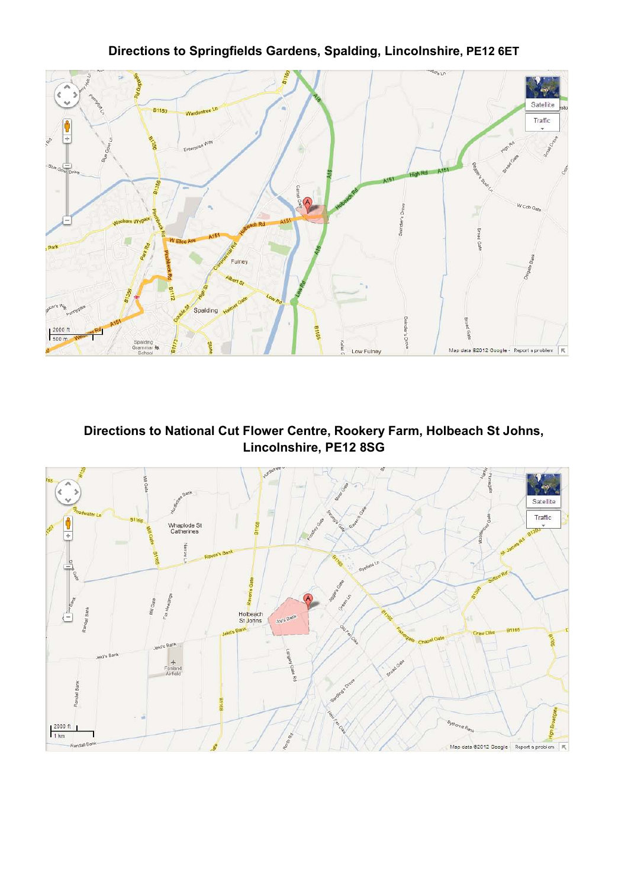## Directions to Springfields Gardens, Spalding, Lincolnshire, PE12 6ET

## Directions to National Cut Flower Centre, Rookery Farm, Holbeach St Johns, Lincolnshire, PE12 8SG